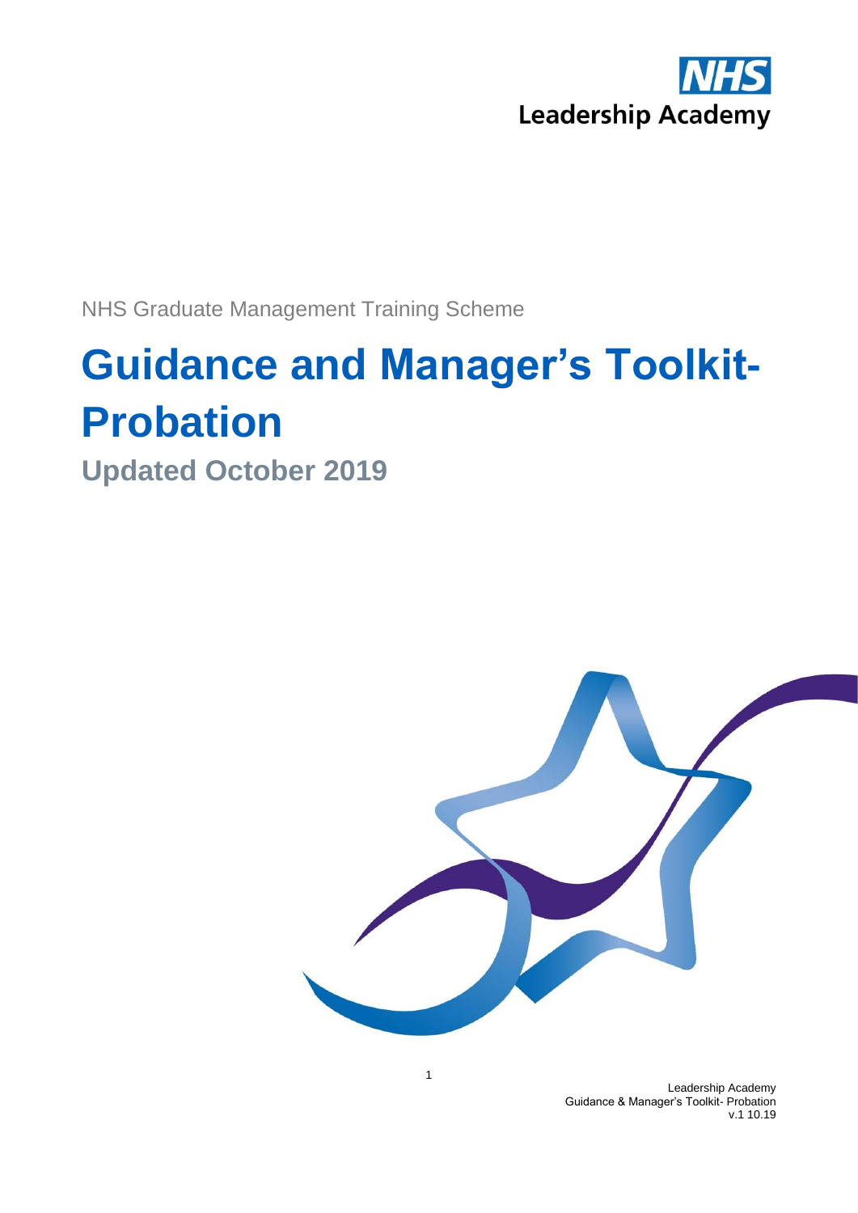NHS Leadership Academy

NHS Graduate Management Training Scheme

# Guidance and Manager's Toolkit- Probation

## Updated October 2019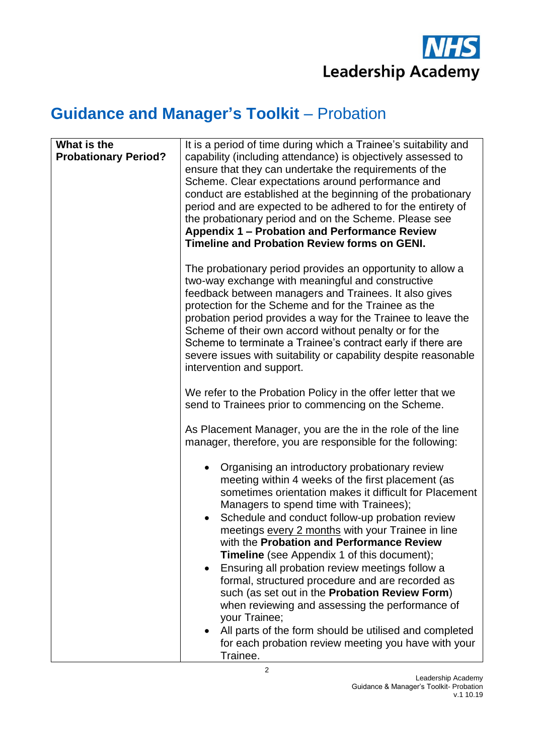# **Guidance and Manager's Toolkit** – Probation

| **What is the Probationary Period?** | It is a period of time during which a Trainee's suitability and capability (including attendance) is objectively assessed to ensure that they can undertake the requirements of the Scheme. Clear expectations around performance and conduct are established at the beginning of the probationary period and are expected to be adhered to for the entirety of the probationary period and on the Scheme. Please see **Appendix 1 – Probation and Performance Review Timeline and Probation Review forms on GENI.**<br><br>The probationary period provides an opportunity to allow a two-way exchange with meaningful and constructive feedback between managers and Trainees. It also gives protection for the Scheme and for the Trainee as the probation period provides a way for the Trainee to leave the Scheme of their own accord without penalty or for the Scheme to terminate a Trainee's contract early if there are severe issues with suitability or capability despite reasonable intervention and support.<br><br>We refer to the Probation Policy in the offer letter that we send to Trainees prior to commencing on the Scheme.<br><br>As Placement Manager, you are the in the role of the line manager, therefore, you are responsible for the following:<br><br>• Organising an introductory probationary review meeting within 4 weeks of the first placement (as sometimes orientation makes it difficult for Placement Managers to spend time with Trainees);<br>• Schedule and conduct follow-up probation review meetings <u>every 2 months</u> with your Trainee in line with the **Probation and Performance Review Timeline** (see Appendix 1 of this document);<br>• Ensuring all probation review meetings follow a formal, structured procedure and are recorded as such (as set out in the **Probation Review Form**) when reviewing and assessing the performance of your Trainee;<br>• All parts of the form should be utilised and completed for each probation review meeting you have with your Trainee. |
|---|---|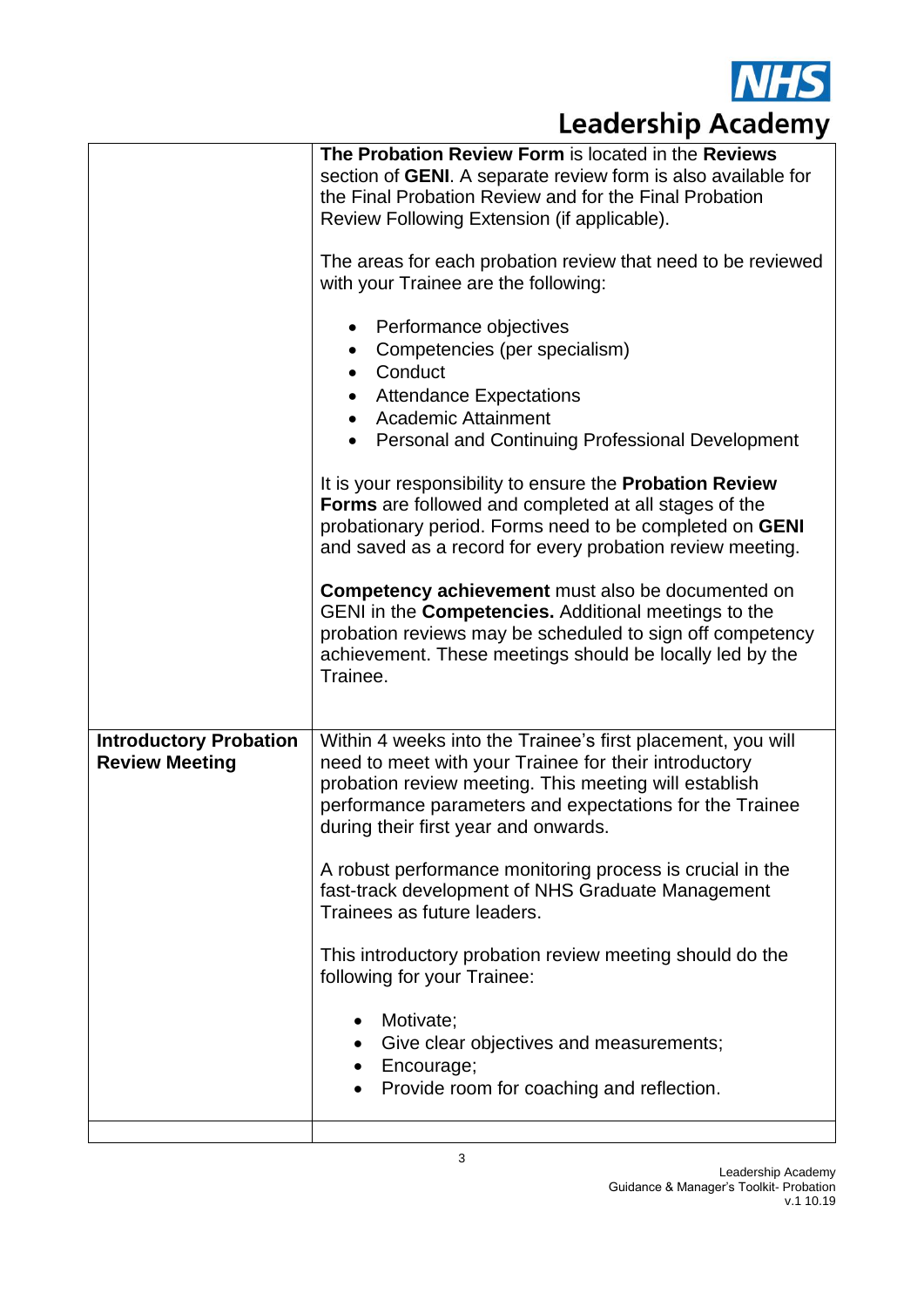| | |
|---|---|
| | **The Probation Review Form** is located in the **Reviews** section of **GENI**. A separate review form is also available for the Final Probation Review and for the Final Probation Review Following Extension (if applicable).<br><br>The areas for each probation review that need to be reviewed with your Trainee are the following:<br><br>• Performance objectives<br>• Competencies (per specialism)<br>• Conduct<br>• Attendance Expectations<br>• Academic Attainment<br>• Personal and Continuing Professional Development<br><br>It is your responsibility to ensure the **Probation Review Forms** are followed and completed at all stages of the probationary period. Forms need to be completed on **GENI** and saved as a record for every probation review meeting.<br><br>**Competency achievement** must also be documented on GENI in the **Competencies.** Additional meetings to the probation reviews may be scheduled to sign off competency achievement. These meetings should be locally led by the Trainee. |
| **Introductory Probation Review Meeting** | Within 4 weeks into the Trainee's first placement, you will need to meet with your Trainee for their introductory probation review meeting. This meeting will establish performance parameters and expectations for the Trainee during their first year and onwards.<br><br>A robust performance monitoring process is crucial in the fast-track development of NHS Graduate Management Trainees as future leaders.<br><br>This introductory probation review meeting should do the following for your Trainee:<br><br>• Motivate;<br>• Give clear objectives and measurements;<br>• Encourage;<br>• Provide room for coaching and reflection. |
| | |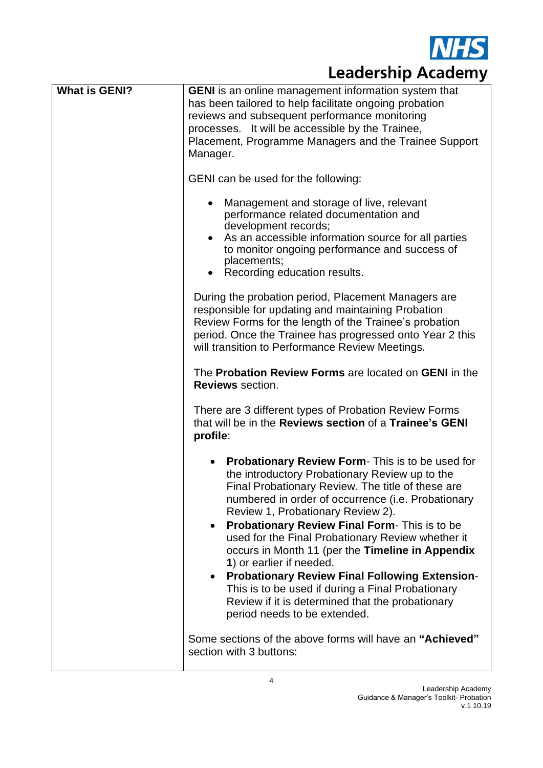| What is GENI? | **GENI** is an online management information system that has been tailored to help facilitate ongoing probation reviews and subsequent performance monitoring processes. It will be accessible by the Trainee, Placement, Programme Managers and the Trainee Support Manager.<br><br>GENI can be used for the following:<br><br>• Management and storage of live, relevant performance related documentation and development records;<br>• As an accessible information source for all parties to monitor ongoing performance and success of placements;<br>• Recording education results.<br><br>During the probation period, Placement Managers are responsible for updating and maintaining Probation Review Forms for the length of the Trainee's probation period. Once the Trainee has progressed onto Year 2 this will transition to Performance Review Meetings.<br><br>The **Probation Review Forms** are located on **GENI** in the **Reviews** section.<br><br>There are 3 different types of Probation Review Forms that will be in the **Reviews section** of a **Trainee's GENI profile**:<br><br>• **Probationary Review Form**- This is to be used for the introductory Probationary Review up to the Final Probationary Review. The title of these are numbered in order of occurrence (i.e. Probationary Review 1, Probationary Review 2).<br>• **Probationary Review Final Form**- This is to be used for the Final Probationary Review whether it occurs in Month 11 (per the **Timeline in Appendix 1**) or earlier if needed.<br>• **Probationary Review Final Following Extension**- This is to be used if during a Final Probationary Review if it is determined that the probationary period needs to be extended.<br><br>Some sections of the above forms will have an **"Achieved"** section with 3 buttons: |
|---|---|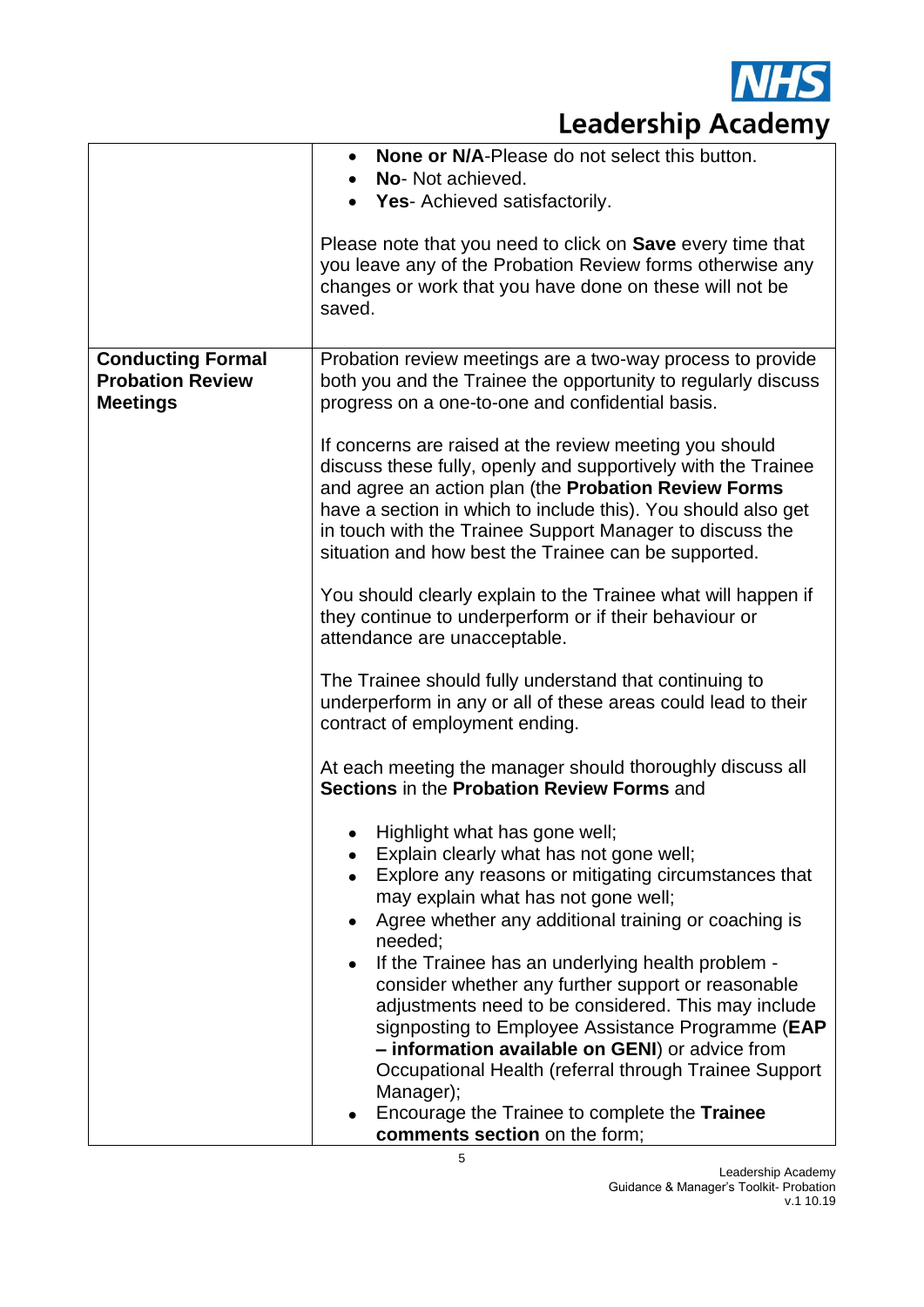| | |
|---|---|
| | • **None or N/A**-Please do not select this button.<br>• **No**- Not achieved.<br>• **Yes**- Achieved satisfactorily.<br><br>Please note that you need to click on **Save** every time that you leave any of the Probation Review forms otherwise any changes or work that you have done on these will not be saved. |
| **Conducting Formal Probation Review Meetings** | Probation review meetings are a two-way process to provide both you and the Trainee the opportunity to regularly discuss progress on a one-to-one and confidential basis.<br><br>If concerns are raised at the review meeting you should discuss these fully, openly and supportively with the Trainee and agree an action plan (the **Probation Review Forms** have a section in which to include this). You should also get in touch with the Trainee Support Manager to discuss the situation and how best the Trainee can be supported.<br><br>You should clearly explain to the Trainee what will happen if they continue to underperform or if their behaviour or attendance are unacceptable.<br><br>The Trainee should fully understand that continuing to underperform in any or all of these areas could lead to their contract of employment ending.<br><br>At each meeting the manager should thoroughly discuss all **Sections** in the **Probation Review Forms** and<br><br>• Highlight what has gone well;<br>• Explain clearly what has not gone well;<br>• Explore any reasons or mitigating circumstances that may explain what has not gone well;<br>• Agree whether any additional training or coaching is needed;<br>• If the Trainee has an underlying health problem - consider whether any further support or reasonable adjustments need to be considered. This may include signposting to Employee Assistance Programme (**EAP – information available on GENI**) or advice from Occupational Health (referral through Trainee Support Manager);<br>• Encourage the Trainee to complete the **Trainee comments section** on the form; |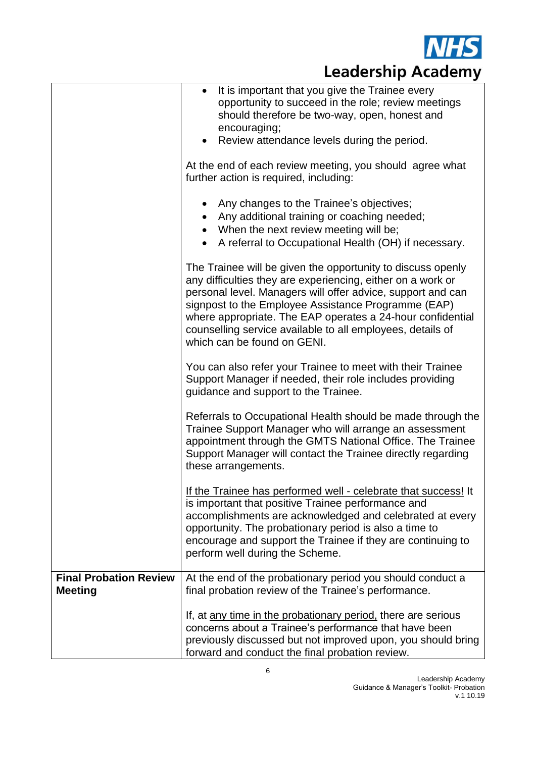| | |
|---|---|
| | • It is important that you give the Trainee every opportunity to succeed in the role; review meetings should therefore be two-way, open, honest and encouraging;<br>• Review attendance levels during the period.<br><br>At the end of each review meeting, you should agree what further action is required, including:<br><br>• Any changes to the Trainee's objectives;<br>• Any additional training or coaching needed;<br>• When the next review meeting will be;<br>• A referral to Occupational Health (OH) if necessary.<br><br>The Trainee will be given the opportunity to discuss openly any difficulties they are experiencing, either on a work or personal level. Managers will offer advice, support and can signpost to the Employee Assistance Programme (EAP) where appropriate. The EAP operates a 24-hour confidential counselling service available to all employees, details of which can be found on GENI.<br><br>You can also refer your Trainee to meet with their Trainee Support Manager if needed, their role includes providing guidance and support to the Trainee.<br><br>Referrals to Occupational Health should be made through the Trainee Support Manager who will arrange an assessment appointment through the GMTS National Office. The Trainee Support Manager will contact the Trainee directly regarding these arrangements.<br><br><u>If the Trainee has performed well - celebrate that success!</u> It is important that positive Trainee performance and accomplishments are acknowledged and celebrated at every opportunity. The probationary period is also a time to encourage and support the Trainee if they are continuing to perform well during the Scheme. |
| **Final Probation Review Meeting** | At the end of the probationary period you should conduct a final probation review of the Trainee's performance.<br><br>If, at <u>any time in the probationary period,</u> there are serious concerns about a Trainee's performance that have been previously discussed but not improved upon, you should bring forward and conduct the final probation review. |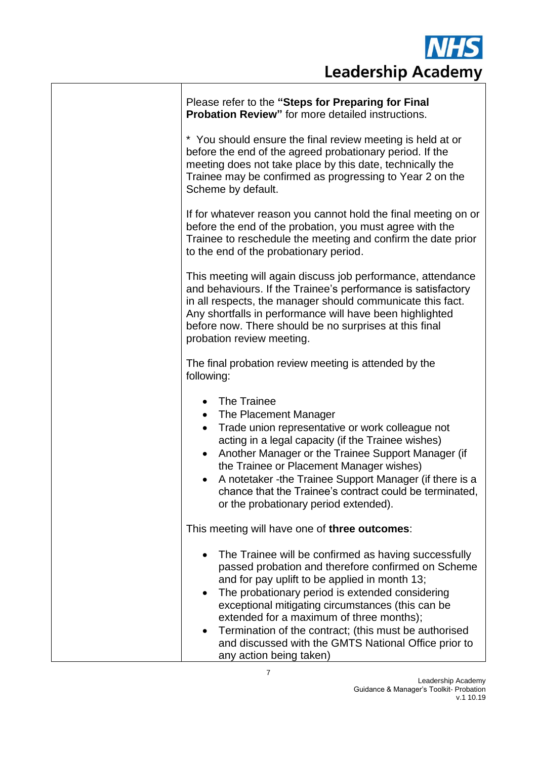| | |
|---|---|
| | Please refer to the **"Steps for Preparing for Final Probation Review"** for more detailed instructions.<br><br>* You should ensure the final review meeting is held at or before the end of the agreed probationary period. If the meeting does not take place by this date, technically the Trainee may be confirmed as progressing to Year 2 on the Scheme by default.<br><br>If for whatever reason you cannot hold the final meeting on or before the end of the probation, you must agree with the Trainee to reschedule the meeting and confirm the date prior to the end of the probationary period.<br><br>This meeting will again discuss job performance, attendance and behaviours. If the Trainee's performance is satisfactory in all respects, the manager should communicate this fact. Any shortfalls in performance will have been highlighted before now. There should be no surprises at this final probation review meeting.<br><br>The final probation review meeting is attended by the following:<br><br>• The Trainee<br>• The Placement Manager<br>• Trade union representative or work colleague not acting in a legal capacity (if the Trainee wishes)<br>• Another Manager or the Trainee Support Manager (if the Trainee or Placement Manager wishes)<br>• A notetaker -the Trainee Support Manager (if there is a chance that the Trainee's contract could be terminated, or the probationary period extended).<br><br>This meeting will have one of **three outcomes**:<br><br>• The Trainee will be confirmed as having successfully passed probation and therefore confirmed on Scheme and for pay uplift to be applied in month 13;<br>• The probationary period is extended considering exceptional mitigating circumstances (this can be extended for a maximum of three months);<br>• Termination of the contract; (this must be authorised and discussed with the GMTS National Office prior to any action being taken) |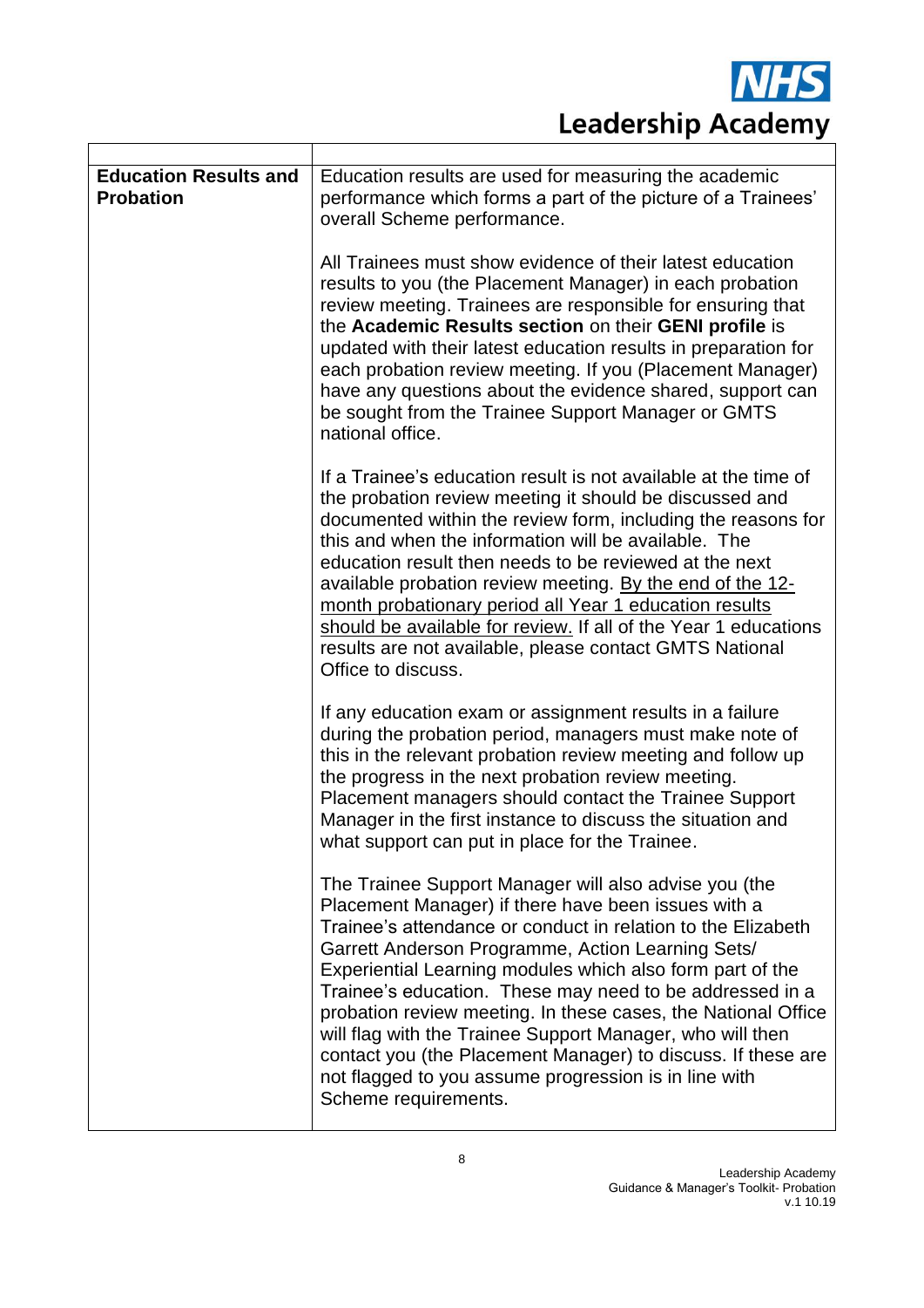| | |
|---|---|
| **Education Results and Probation** | Education results are used for measuring the academic performance which forms a part of the picture of a Trainees' overall Scheme performance.<br><br>All Trainees must show evidence of their latest education results to you (the Placement Manager) in each probation review meeting. Trainees are responsible for ensuring that the **Academic Results section** on their **GENI profile** is updated with their latest education results in preparation for each probation review meeting. If you (Placement Manager) have any questions about the evidence shared, support can be sought from the Trainee Support Manager or GMTS national office.<br><br>If a Trainee's education result is not available at the time of the probation review meeting it should be discussed and documented within the review form, including the reasons for this and when the information will be available. The education result then needs to be reviewed at the next available probation review meeting. <u>By the end of the 12-month probationary period all Year 1 education results should be available for review.</u> If all of the Year 1 educations results are not available, please contact GMTS National Office to discuss.<br><br>If any education exam or assignment results in a failure during the probation period, managers must make note of this in the relevant probation review meeting and follow up the progress in the next probation review meeting. Placement managers should contact the Trainee Support Manager in the first instance to discuss the situation and what support can put in place for the Trainee.<br><br>The Trainee Support Manager will also advise you (the Placement Manager) if there have been issues with a Trainee's attendance or conduct in relation to the Elizabeth Garrett Anderson Programme, Action Learning Sets/ Experiential Learning modules which also form part of the Trainee's education. These may need to be addressed in a probation review meeting. In these cases, the National Office will flag with the Trainee Support Manager, who will then contact you (the Placement Manager) to discuss. If these are not flagged to you assume progression is in line with Scheme requirements. |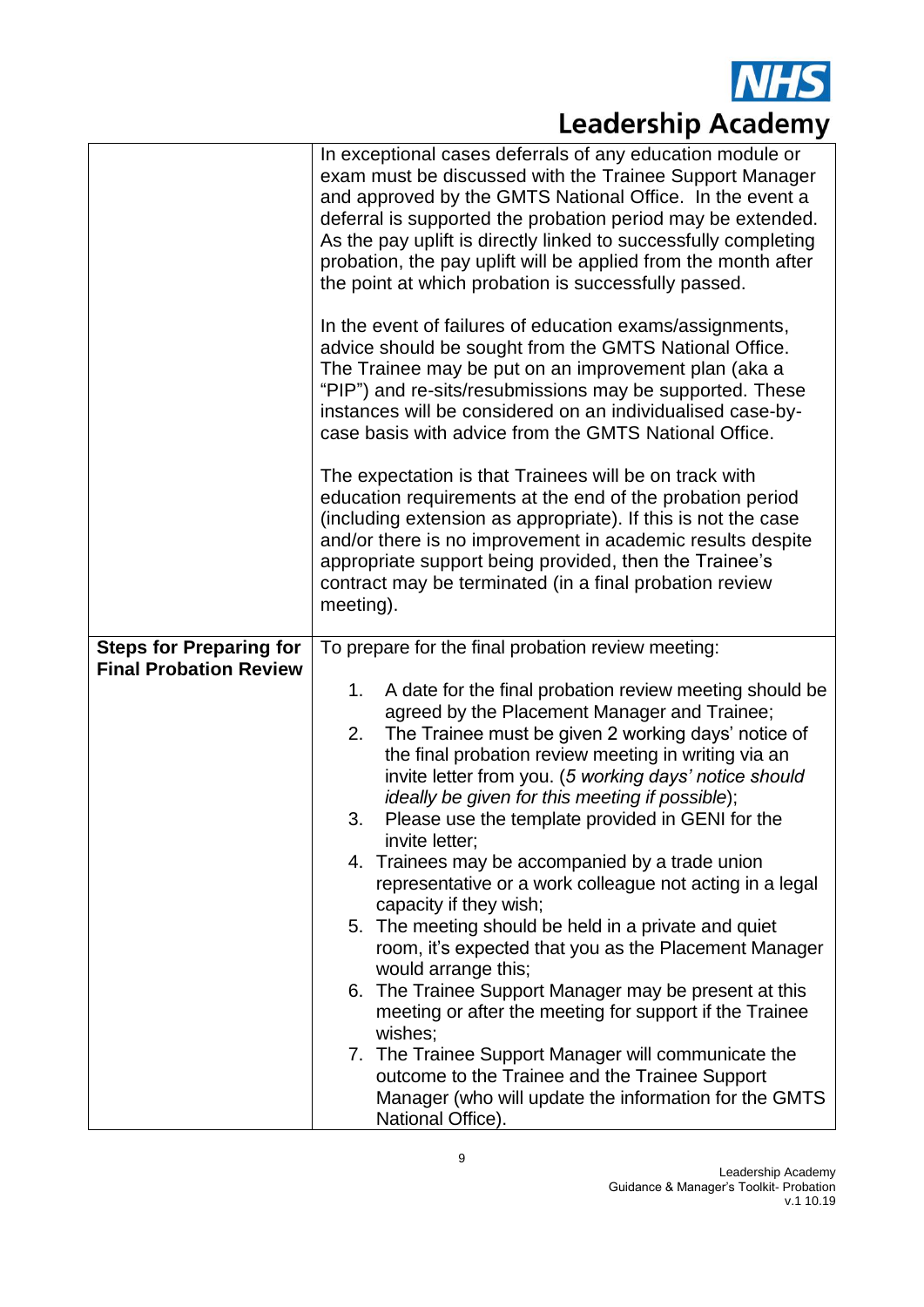| | |
|---|---|
| | In exceptional cases deferrals of any education module or exam must be discussed with the Trainee Support Manager and approved by the GMTS National Office. In the event a deferral is supported the probation period may be extended. As the pay uplift is directly linked to successfully completing probation, the pay uplift will be applied from the month after the point at which probation is successfully passed.<br><br>In the event of failures of education exams/assignments, advice should be sought from the GMTS National Office. The Trainee may be put on an improvement plan (aka a "PIP") and re-sits/resubmissions may be supported. These instances will be considered on an individualised case-by-case basis with advice from the GMTS National Office.<br><br>The expectation is that Trainees will be on track with education requirements at the end of the probation period (including extension as appropriate). If this is not the case and/or there is no improvement in academic results despite appropriate support being provided, then the Trainee's contract may be terminated (in a final probation review meeting). |
| **Steps for Preparing for Final Probation Review** | To prepare for the final probation review meeting:<br><br>1. A date for the final probation review meeting should be agreed by the Placement Manager and Trainee;<br>2. The Trainee must be given 2 working days' notice of the final probation review meeting in writing via an invite letter from you. (*5 working days' notice should ideally be given for this meeting if possible*);<br>3. Please use the template provided in GENI for the invite letter;<br>4. Trainees may be accompanied by a trade union representative or a work colleague not acting in a legal capacity if they wish;<br>5. The meeting should be held in a private and quiet room, it's expected that you as the Placement Manager would arrange this;<br>6. The Trainee Support Manager may be present at this meeting or after the meeting for support if the Trainee wishes;<br>7. The Trainee Support Manager will communicate the outcome to the Trainee and the Trainee Support Manager (who will update the information for the GMTS National Office). |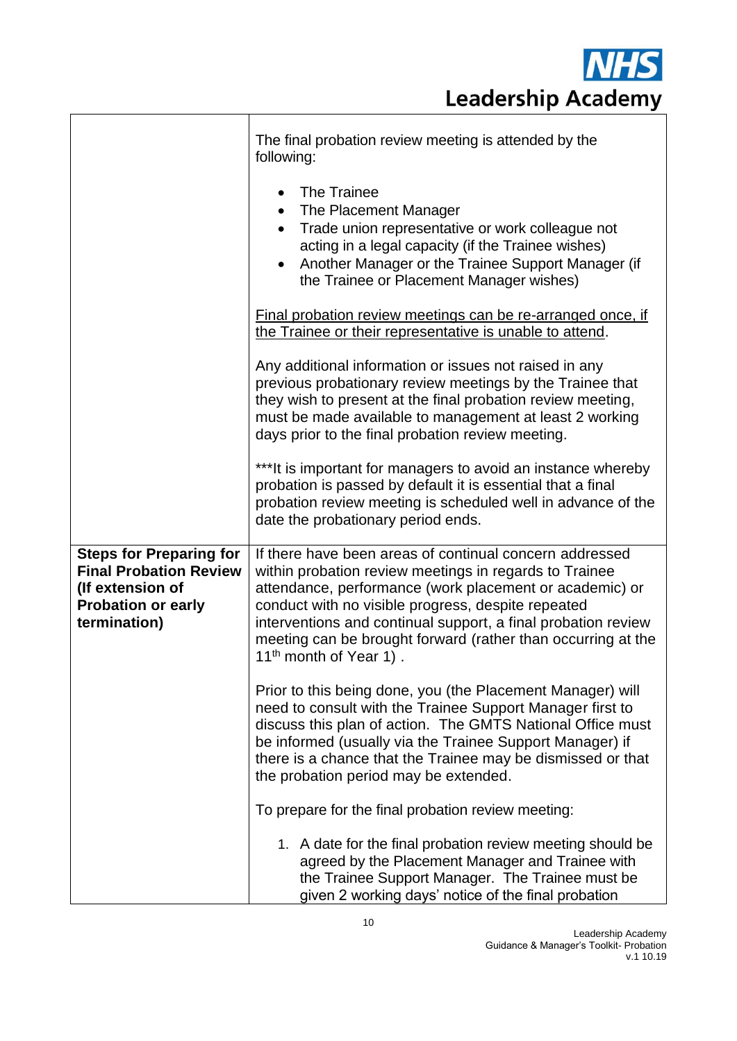| | |
|---|---|
| | The final probation review meeting is attended by the following:<br><br>• The Trainee<br>• The Placement Manager<br>• Trade union representative or work colleague not acting in a legal capacity (if the Trainee wishes)<br>• Another Manager or the Trainee Support Manager (if the Trainee or Placement Manager wishes)<br><br><u>Final probation review meetings can be re-arranged once, if the Trainee or their representative is unable to attend</u>.<br><br>Any additional information or issues not raised in any previous probationary review meetings by the Trainee that they wish to present at the final probation review meeting, must be made available to management at least 2 working days prior to the final probation review meeting.<br><br>***It is important for managers to avoid an instance whereby probation is passed by default it is essential that a final probation review meeting is scheduled well in advance of the date the probationary period ends. |
| **Steps for Preparing for Final Probation Review (If extension of Probation or early termination)** | If there have been areas of continual concern addressed within probation review meetings in regards to Trainee attendance, performance (work placement or academic) or conduct with no visible progress, despite repeated interventions and continual support, a final probation review meeting can be brought forward (rather than occurring at the 11th month of Year 1) .<br><br>Prior to this being done, you (the Placement Manager) will need to consult with the Trainee Support Manager first to discuss this plan of action. The GMTS National Office must be informed (usually via the Trainee Support Manager) if there is a chance that the Trainee may be dismissed or that the probation period may be extended.<br><br>To prepare for the final probation review meeting:<br><br>1. A date for the final probation review meeting should be agreed by the Placement Manager and Trainee with the Trainee Support Manager. The Trainee must be given 2 working days' notice of the final probation |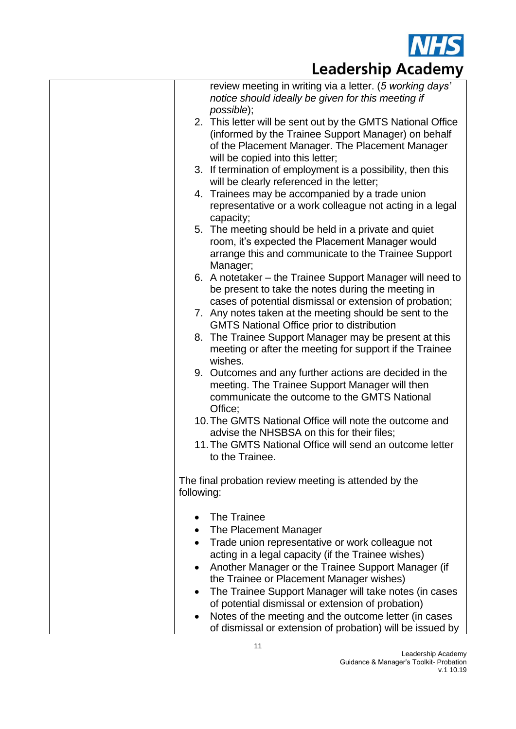| | review meeting in writing via a letter. (*5 working days' notice should ideally be given for this meeting if possible*);<br>2. This letter will be sent out by the GMTS National Office (informed by the Trainee Support Manager) on behalf of the Placement Manager. The Placement Manager will be copied into this letter;<br>3. If termination of employment is a possibility, then this will be clearly referenced in the letter;<br>4. Trainees may be accompanied by a trade union representative or a work colleague not acting in a legal capacity;<br>5. The meeting should be held in a private and quiet room, it's expected the Placement Manager would arrange this and communicate to the Trainee Support Manager;<br>6. A notetaker – the Trainee Support Manager will need to be present to take the notes during the meeting in cases of potential dismissal or extension of probation;<br>7. Any notes taken at the meeting should be sent to the GMTS National Office prior to distribution<br>8. The Trainee Support Manager may be present at this meeting or after the meeting for support if the Trainee wishes.<br>9. Outcomes and any further actions are decided in the meeting. The Trainee Support Manager will then communicate the outcome to the GMTS National Office;<br>10. The GMTS National Office will note the outcome and advise the NHSBSA on this for their files;<br>11. The GMTS National Office will send an outcome letter to the Trainee.<br><br>The final probation review meeting is attended by the following:<br><br>• The Trainee<br>• The Placement Manager<br>• Trade union representative or work colleague not acting in a legal capacity (if the Trainee wishes)<br>• Another Manager or the Trainee Support Manager (if the Trainee or Placement Manager wishes)<br>• The Trainee Support Manager will take notes (in cases of potential dismissal or extension of probation)<br>• Notes of the meeting and the outcome letter (in cases of dismissal or extension of probation) will be issued by |
|---|---|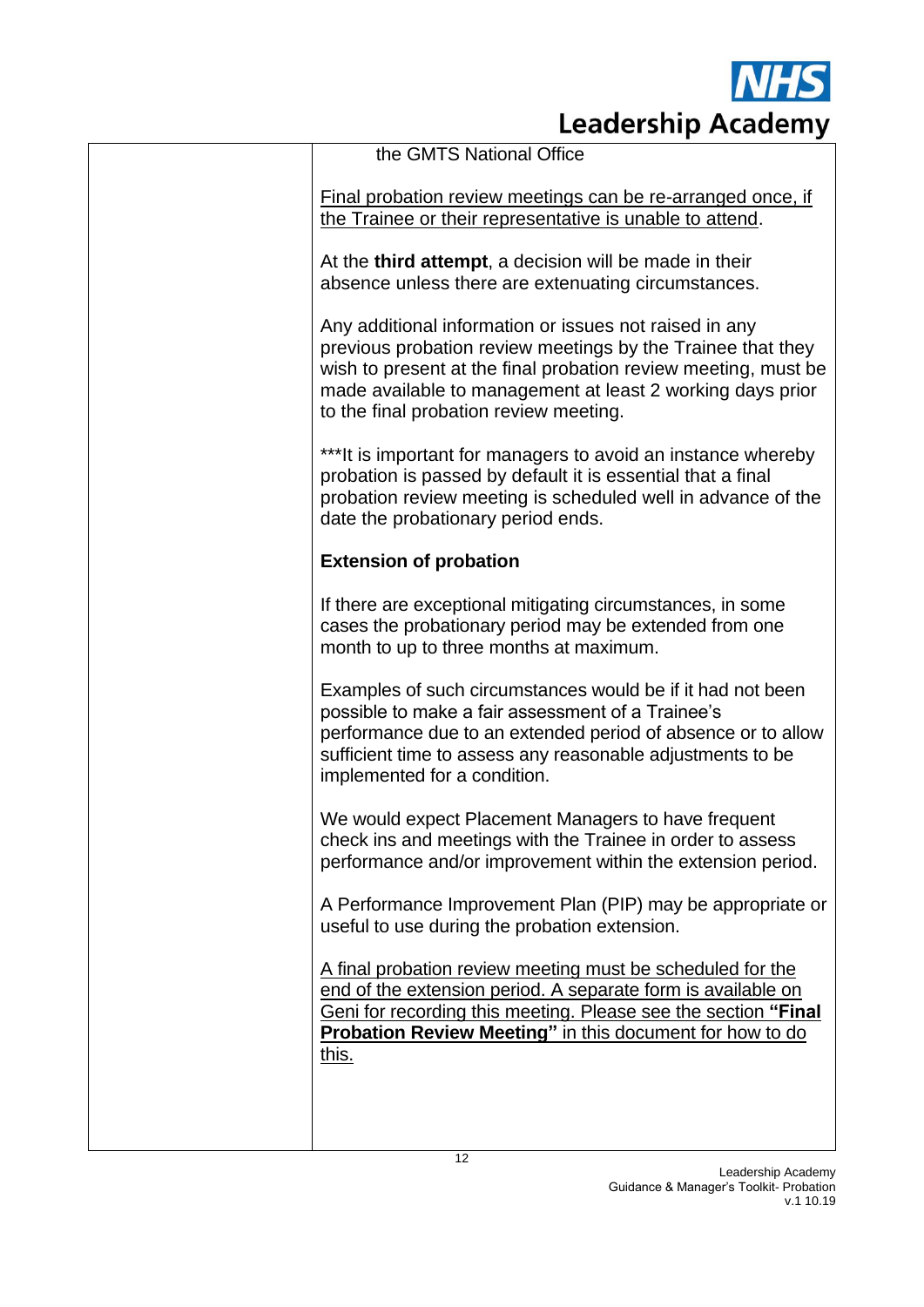| | |
|---|---|
| | the GMTS National Office<br><br><u>Final probation review meetings can be re-arranged once, if the Trainee or their representative is unable to attend</u>.<br><br>At the **third attempt**, a decision will be made in their absence unless there are extenuating circumstances.<br><br>Any additional information or issues not raised in any previous probation review meetings by the Trainee that they wish to present at the final probation review meeting, must be made available to management at least 2 working days prior to the final probation review meeting.<br><br>***It is important for managers to avoid an instance whereby probation is passed by default it is essential that a final probation review meeting is scheduled well in advance of the date the probationary period ends.<br><br>**Extension of probation**<br><br>If there are exceptional mitigating circumstances, in some cases the probationary period may be extended from one month to up to three months at maximum.<br><br>Examples of such circumstances would be if it had not been possible to make a fair assessment of a Trainee's performance due to an extended period of absence or to allow sufficient time to assess any reasonable adjustments to be implemented for a condition.<br><br>We would expect Placement Managers to have frequent check ins and meetings with the Trainee in order to assess performance and/or improvement within the extension period.<br><br>A Performance Improvement Plan (PIP) may be appropriate or useful to use during the probation extension.<br><br><u>A final probation review meeting must be scheduled for the end of the extension period. A separate form is available on Geni for recording this meeting. Please see the section **"Final Probation Review Meeting"** in this document for how to do this.</u> |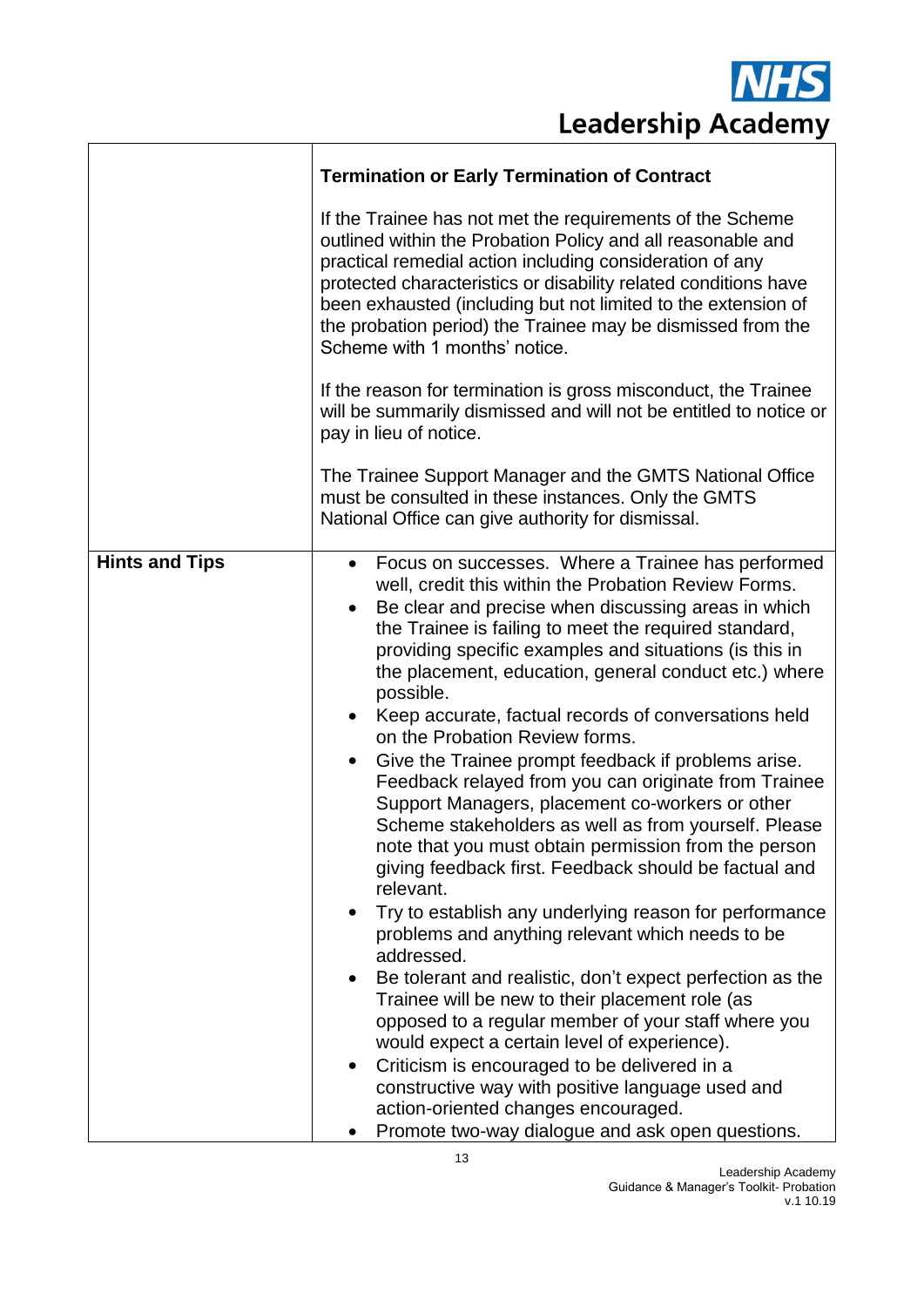| | |
|---|---|
| | **Termination or Early Termination of Contract**<br><br>If the Trainee has not met the requirements of the Scheme outlined within the Probation Policy and all reasonable and practical remedial action including consideration of any protected characteristics or disability related conditions have been exhausted (including but not limited to the extension of the probation period) the Trainee may be dismissed from the Scheme with 1 months' notice.<br><br>If the reason for termination is gross misconduct, the Trainee will be summarily dismissed and will not be entitled to notice or pay in lieu of notice.<br><br>The Trainee Support Manager and the GMTS National Office must be consulted in these instances. Only the GMTS National Office can give authority for dismissal. |
| **Hints and Tips** | • Focus on successes. Where a Trainee has performed well, credit this within the Probation Review Forms.<br>• Be clear and precise when discussing areas in which the Trainee is failing to meet the required standard, providing specific examples and situations (is this in the placement, education, general conduct etc.) where possible.<br>• Keep accurate, factual records of conversations held on the Probation Review forms.<br>• Give the Trainee prompt feedback if problems arise. Feedback relayed from you can originate from Trainee Support Managers, placement co-workers or other Scheme stakeholders as well as from yourself. Please note that you must obtain permission from the person giving feedback first. Feedback should be factual and relevant.<br>• Try to establish any underlying reason for performance problems and anything relevant which needs to be addressed.<br>• Be tolerant and realistic, don't expect perfection as the Trainee will be new to their placement role (as opposed to a regular member of your staff where you would expect a certain level of experience).<br>• Criticism is encouraged to be delivered in a constructive way with positive language used and action-oriented changes encouraged.<br>• Promote two-way dialogue and ask open questions. |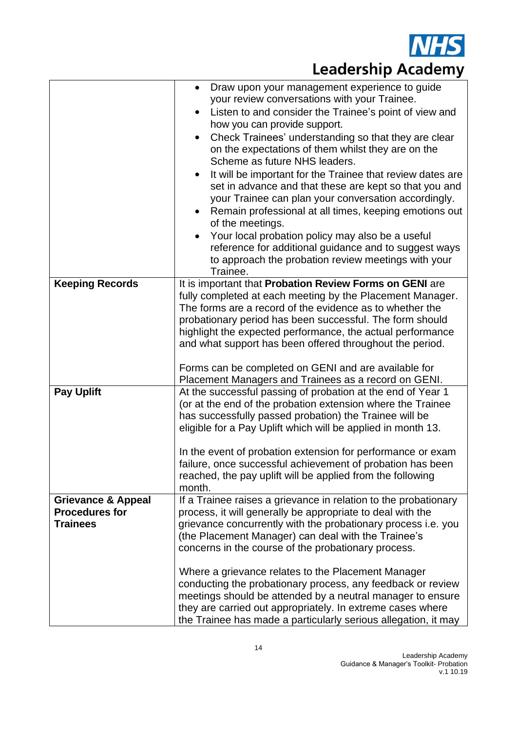| | |
|---|---|
| | • Draw upon your management experience to guide your review conversations with your Trainee.<br>• Listen to and consider the Trainee's point of view and how you can provide support.<br>• Check Trainees' understanding so that they are clear on the expectations of them whilst they are on the Scheme as future NHS leaders.<br>• It will be important for the Trainee that review dates are set in advance and that these are kept so that you and your Trainee can plan your conversation accordingly.<br>• Remain professional at all times, keeping emotions out of the meetings.<br>• Your local probation policy may also be a useful reference for additional guidance and to suggest ways to approach the probation review meetings with your Trainee. |
| **Keeping Records** | It is important that **Probation Review Forms on GENI** are fully completed at each meeting by the Placement Manager. The forms are a record of the evidence as to whether the probationary period has been successful. The form should highlight the expected performance, the actual performance and what support has been offered throughout the period.<br><br>Forms can be completed on GENI and are available for Placement Managers and Trainees as a record on GENI. |
| **Pay Uplift** | At the successful passing of probation at the end of Year 1 (or at the end of the probation extension where the Trainee has successfully passed probation) the Trainee will be eligible for a Pay Uplift which will be applied in month 13.<br><br>In the event of probation extension for performance or exam failure, once successful achievement of probation has been reached, the pay uplift will be applied from the following month. |
| **Grievance & Appeal Procedures for Trainees** | If a Trainee raises a grievance in relation to the probationary process, it will generally be appropriate to deal with the grievance concurrently with the probationary process i.e. you (the Placement Manager) can deal with the Trainee's concerns in the course of the probationary process.<br><br>Where a grievance relates to the Placement Manager conducting the probationary process, any feedback or review meetings should be attended by a neutral manager to ensure they are carried out appropriately. In extreme cases where the Trainee has made a particularly serious allegation, it may |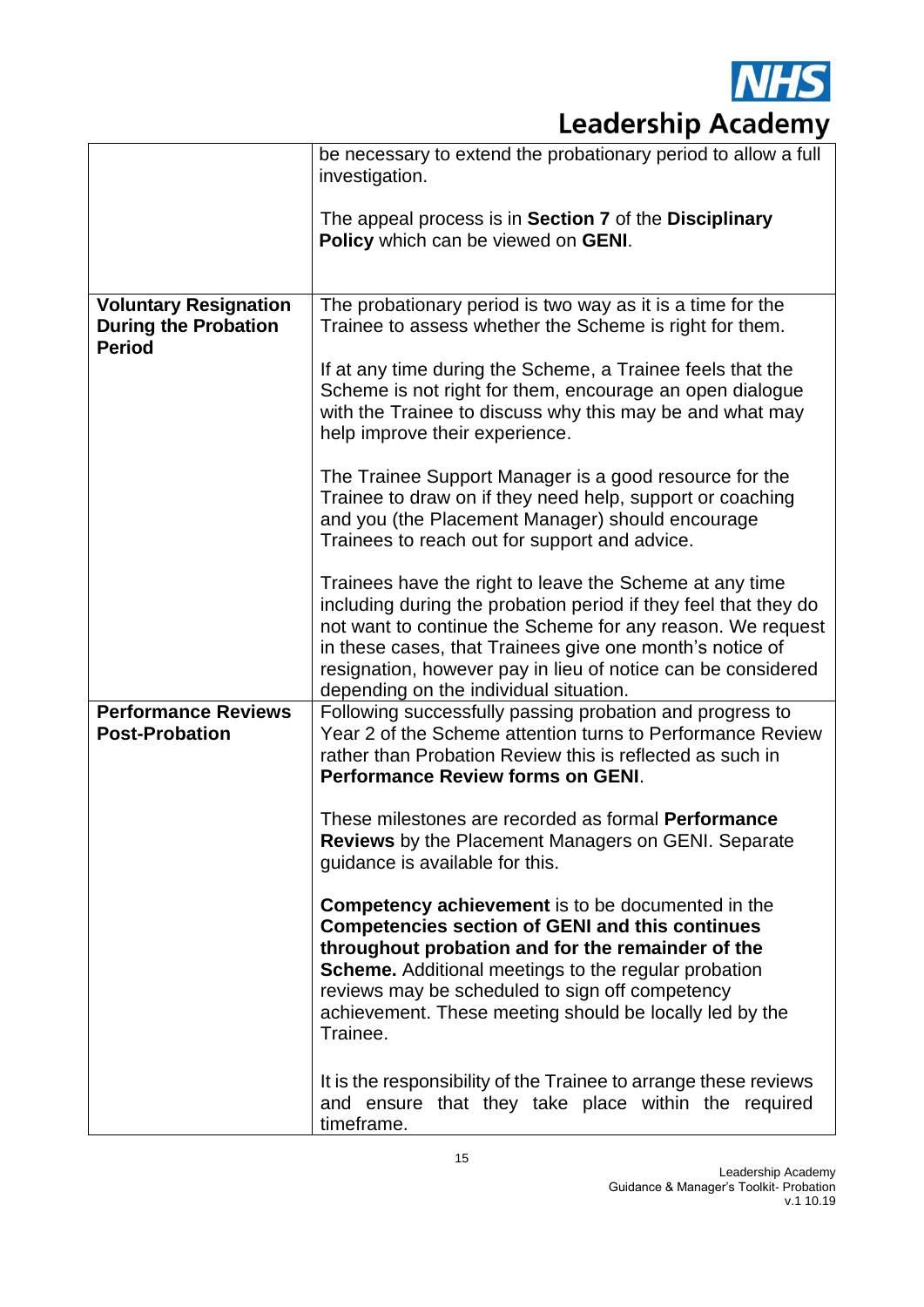|  |  |
|---|---|
|  | be necessary to extend the probationary period to allow a full investigation.<br><br>The appeal process is in **Section 7** of the **Disciplinary Policy** which can be viewed on **GENI**. |
| **Voluntary Resignation During the Probation Period** | The probationary period is two way as it is a time for the Trainee to assess whether the Scheme is right for them.<br><br>If at any time during the Scheme, a Trainee feels that the Scheme is not right for them, encourage an open dialogue with the Trainee to discuss why this may be and what may help improve their experience.<br><br>The Trainee Support Manager is a good resource for the Trainee to draw on if they need help, support or coaching and you (the Placement Manager) should encourage Trainees to reach out for support and advice.<br><br>Trainees have the right to leave the Scheme at any time including during the probation period if they feel that they do not want to continue the Scheme for any reason. We request in these cases, that Trainees give one month's notice of resignation, however pay in lieu of notice can be considered depending on the individual situation. |
| **Performance Reviews Post-Probation** | Following successfully passing probation and progress to Year 2 of the Scheme attention turns to Performance Review rather than Probation Review this is reflected as such in **Performance Review forms on GENI**.<br><br>These milestones are recorded as formal **Performance Reviews** by the Placement Managers on GENI. Separate guidance is available for this.<br><br>**Competency achievement** is to be documented in the **Competencies section of GENI and this continues throughout probation and for the remainder of the Scheme.** Additional meetings to the regular probation reviews may be scheduled to sign off competency achievement. These meeting should be locally led by the Trainee.<br><br>It is the responsibility of the Trainee to arrange these reviews and ensure that they take place within the required timeframe. |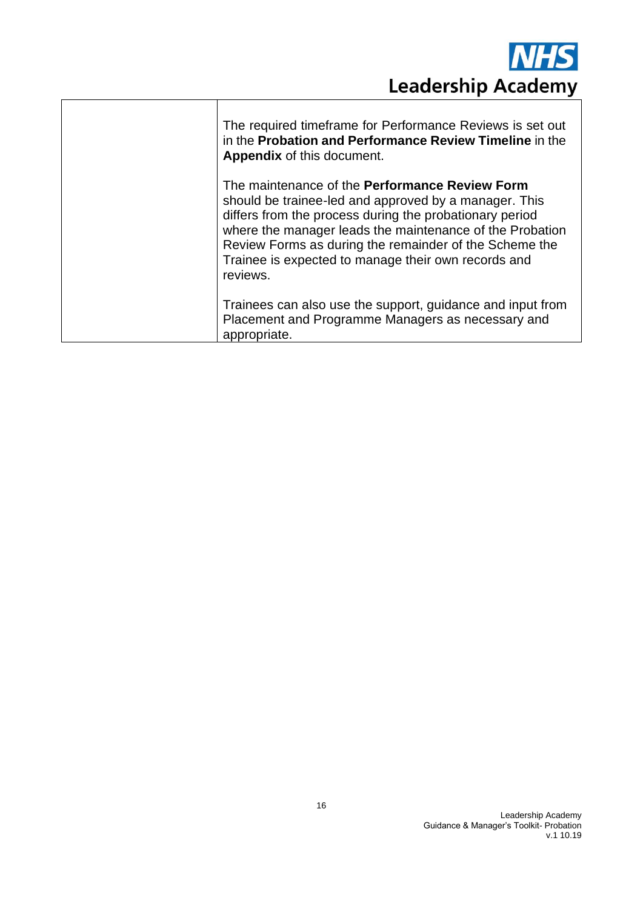| | |
|---|---|
| | The required timeframe for Performance Reviews is set out in the **Probation and Performance Review Timeline** in the **Appendix** of this document.<br><br>The maintenance of the **Performance Review Form** should be trainee-led and approved by a manager. This differs from the process during the probationary period where the manager leads the maintenance of the Probation Review Forms as during the remainder of the Scheme the Trainee is expected to manage their own records and reviews.<br><br>Trainees can also use the support, guidance and input from Placement and Programme Managers as necessary and appropriate. |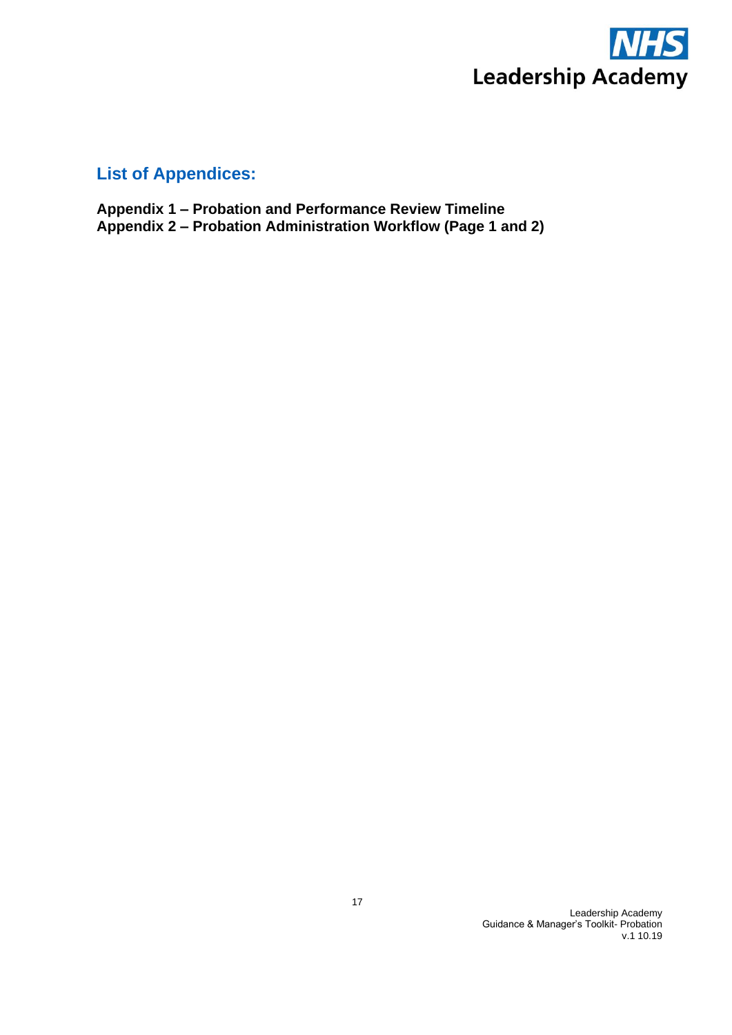## List of Appendices:

**Appendix 1 – Probation and Performance Review Timeline**
**Appendix 2 – Probation Administration Workflow (Page 1 and 2)**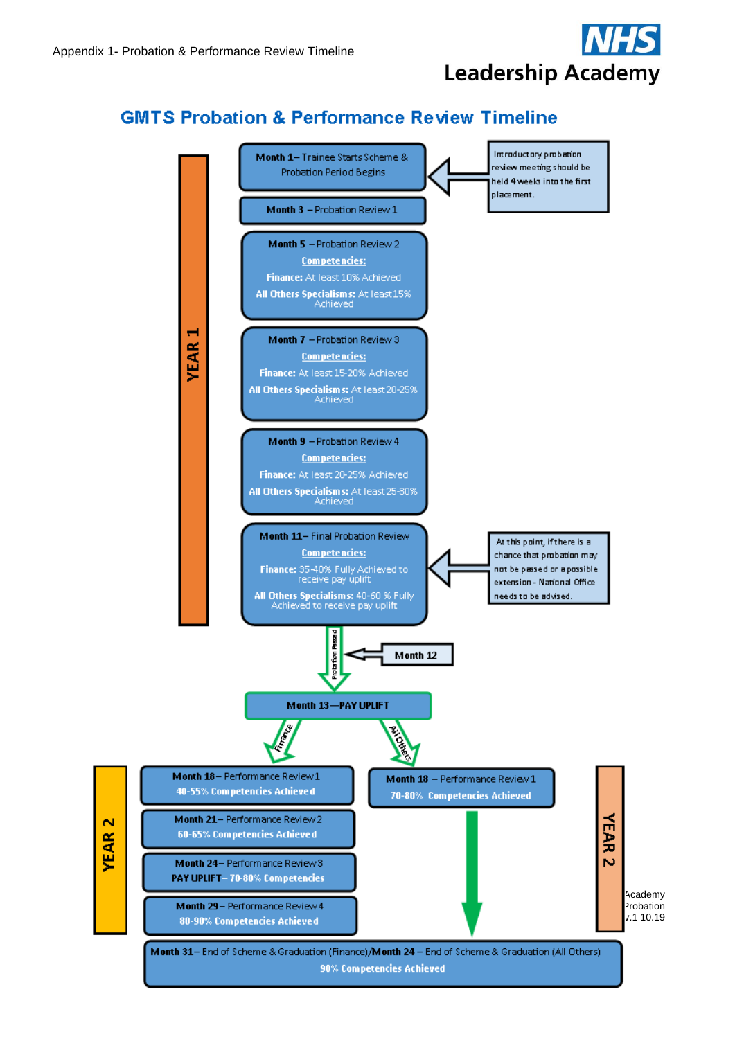Appendix 1- Probation & Performance Review Timeline

# GMTS Probation & Performance Review Timeline

## YEAR 1

**Month 1** – Trainee Starts Scheme & Probation Period Begins

> Introductory probation review meeting should be held 4 weeks into the first placement.

**Month 3** – Probation Review 1

**Month 5** – Probation Review 2
Competencies:
**Finance:** At least 10% Achieved
**All Others Specialisms:** At least 15% Achieved

**Month 7** – Probation Review 3
Competencies:
**Finance:** At least 15-20% Achieved
**All Others Specialisms:** At least 20-25% Achieved

**Month 9** – Probation Review 4
Competencies:
**Finance:** At least 20-25% Achieved
**All Others Specialisms:** At least 25-30% Achieved

**Month 11** – Final Probation Review
Competencies:
**Finance:** 35-40% Fully Achieved to receive pay uplift
**All Others Specialisms:** 40-60 % Fully Achieved to receive pay uplift

> At this point, if there is a chance that probation may not be passed or a possible extension - National Office needs to be advised.

Probation Passed

**Month 12**

**Month 13—PAY UPLIFT**

## YEAR 2

**Finance:**

**Month 18** – Performance Review 1
**40-55% Competencies Achieved**

**Month 21** – Performance Review 2
**60-65% Competencies Achieved**

**Month 24** – Performance Review 3
**PAY UPLIFT – 70-80% Competencies**

**Month 29** – Performance Review 4
**80-90% Competencies Achieved**

**All Others:**

**Month 18** – Performance Review 1
**70-80% Competencies Achieved**

**Month 31** – End of Scheme & Graduation (Finance)/**Month 24** – End of Scheme & Graduation (All Others)
**90% Competencies Achieved**

Academy
Probation
v.1 10.19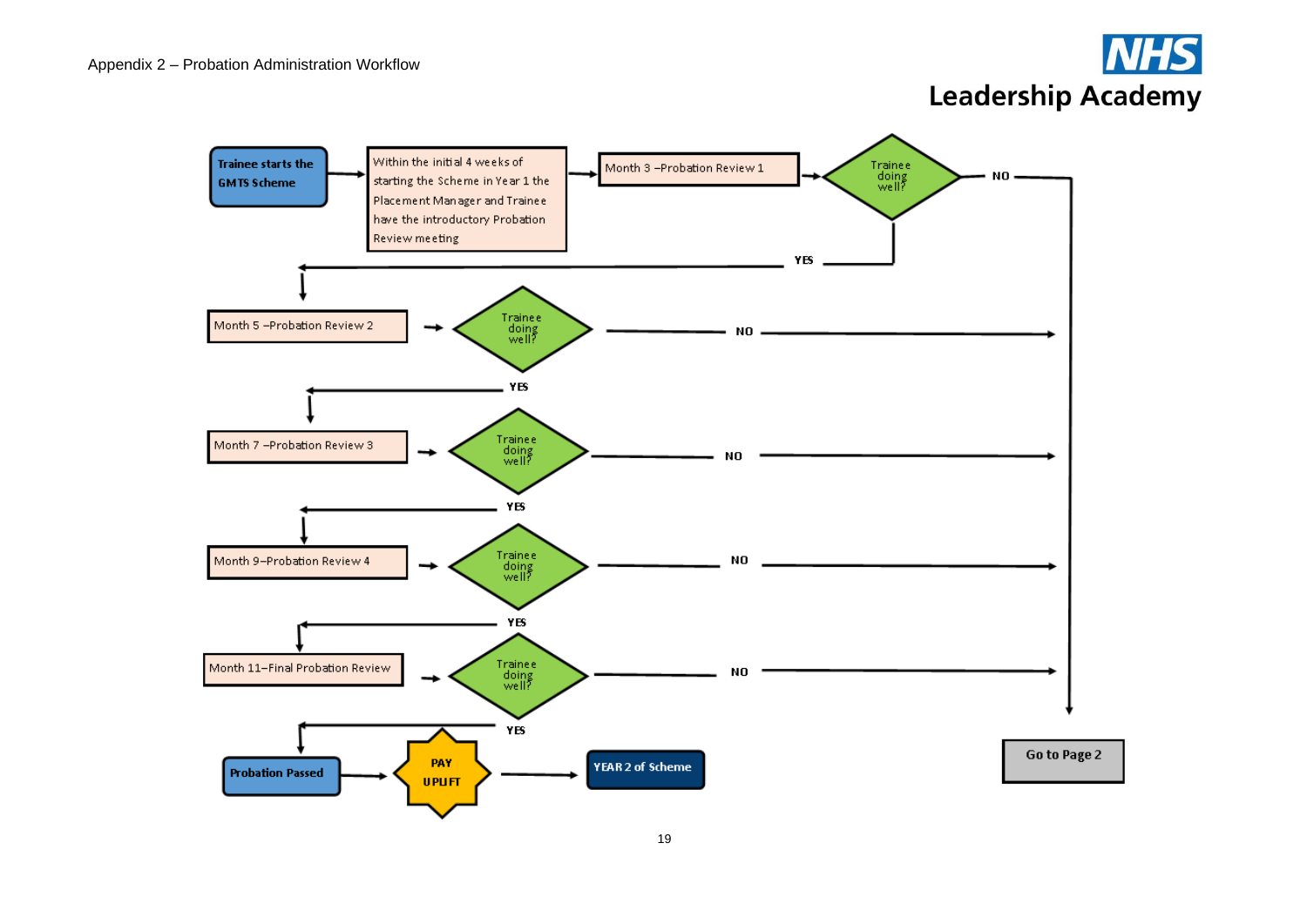Appendix 2 – Probation Administration Workflow

Trainee starts the GMTS Scheme

Within the initial 4 weeks of starting the Scheme in Year 1 the Placement Manager and Trainee have the introductory Probation Review meeting

Month 3 –Probation Review 1

Trainee doing well?

NO

YES

Month 5 –Probation Review 2

Trainee doing well?

NO

YES

Month 7 –Probation Review 3

Trainee doing well?

NO

YES

Month 9–Probation Review 4

Trainee doing well?

NO

YES

Month 11–Final Probation Review

Trainee doing well?

NO

YES

Probation Passed

PAY UPLIFT

YEAR 2 of Scheme

Go to Page 2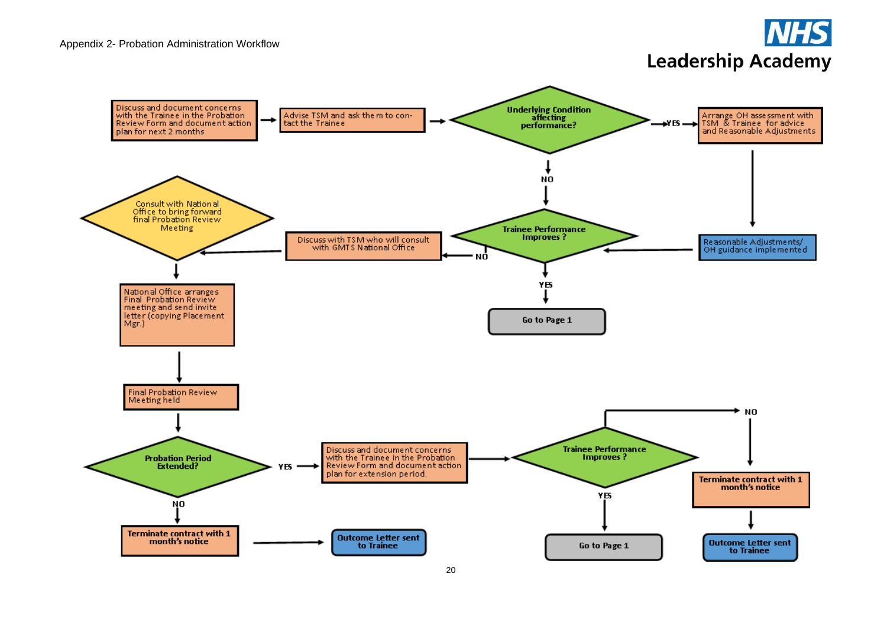Appendix 2- Probation Administration Workflow

Discuss and document concerns with the Trainee in the Probation Review Form and document action plan for next 2 months

Advise TSM and ask them to contact the Trainee

Underlying Condition affecting performance?

YES

Arrange OH assessment with TSM & Trainee for advice and Reasonable Adjustments

NO

Reasonable Adjustments/ OH guidance implemented

Trainee Performance Improves ?

NO

Discuss with TSM who will consult with GMTS National Office

Consult with National Office to bring forward final Probation Review Meeting

YES

Go to Page 1

National Office arranges Final Probation Review meeting and send invite letter (copying Placement Mgr.)

Final Probation Review Meeting held

Probation Period Extended?

YES

Discuss and document concerns with the Trainee in the Probation Review Form and document action plan for extension period.

Trainee Performance Improves ?

NO

Terminate contract with 1 month's notice

Outcome Letter sent to Trainee

YES

Go to Page 1

NO

Terminate contract with 1 month's notice

Outcome Letter sent to Trainee